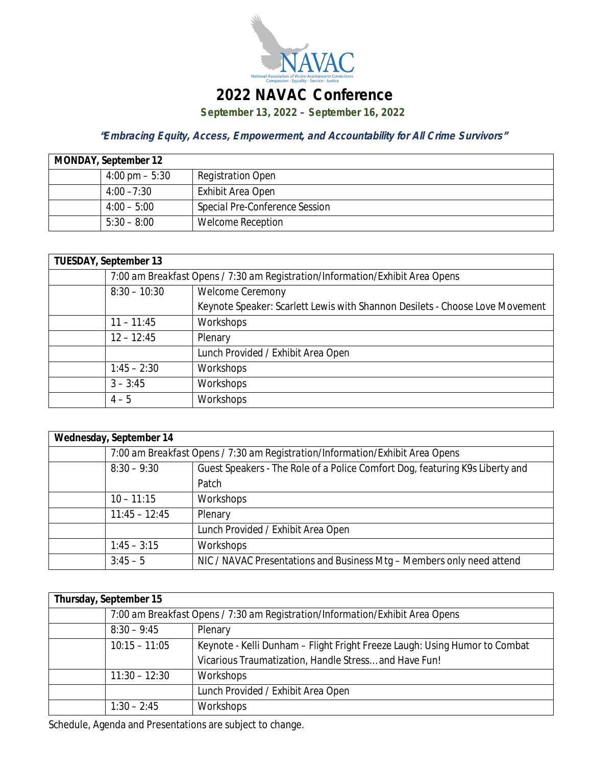NAVAC

National Association of Victim Assistance in Corrections
Compassion - Equality - Service - Justice

# 2022 NAVAC Conference

**September 13, 2022 – September 16, 2022**

***"Embracing Equity, Access, Empowerment, and Accountability for All Crime Survivors"***

| **MONDAY, September 12** | | |
|---|---|---|
| | 4:00 pm – 5:30 | Registration Open |
| | 4:00 – 7:30 | Exhibit Area Open |
| | 4:00 – 5:00 | Special Pre-Conference Session |
| | 5:30 – 8:00 | Welcome Reception |

| **TUESDAY, September 13** | | |
|---|---|---|
| | 7:00 am Breakfast Opens / 7:30 am Registration/Information/Exhibit Area Opens | |
| | 8:30 – 10:30 | Welcome Ceremony<br>Keynote Speaker: Scarlett Lewis with Shannon Desilets - Choose Love Movement |
| | 11 – 11:45 | Workshops |
| | 12 – 12:45 | Plenary |
| | | Lunch Provided / Exhibit Area Open |
| | 1:45 – 2:30 | Workshops |
| | 3 – 3:45 | Workshops |
| | 4 – 5 | Workshops |

| **Wednesday, September 14** | | |
|---|---|---|
| | 7:00 am Breakfast Opens / 7:30 am Registration/Information/Exhibit Area Opens | |
| | 8:30 – 9:30 | Guest Speakers - The Role of a Police Comfort Dog, featuring K9s Liberty and Patch |
| | 10 – 11:15 | Workshops |
| | 11:45 – 12:45 | Plenary |
| | | Lunch Provided / Exhibit Area Open |
| | 1:45 – 3:15 | Workshops |
| | 3:45 – 5 | NIC / NAVAC Presentations and Business Mtg – Members only need attend |

| **Thursday, September 15** | | |
|---|---|---|
| | 7:00 am Breakfast Opens / 7:30 am Registration/Information/Exhibit Area Opens | |
| | 8:30 – 9:45 | Plenary |
| | 10:15 – 11:05 | Keynote - Kelli Dunham – Flight Fright Freeze Laugh: Using Humor to Combat Vicarious Traumatization, Handle Stress…and Have Fun! |
| | 11:30 – 12:30 | Workshops |
| | | Lunch Provided / Exhibit Area Open |
| | 1:30 – 2:45 | Workshops |

Schedule, Agenda and Presentations are subject to change.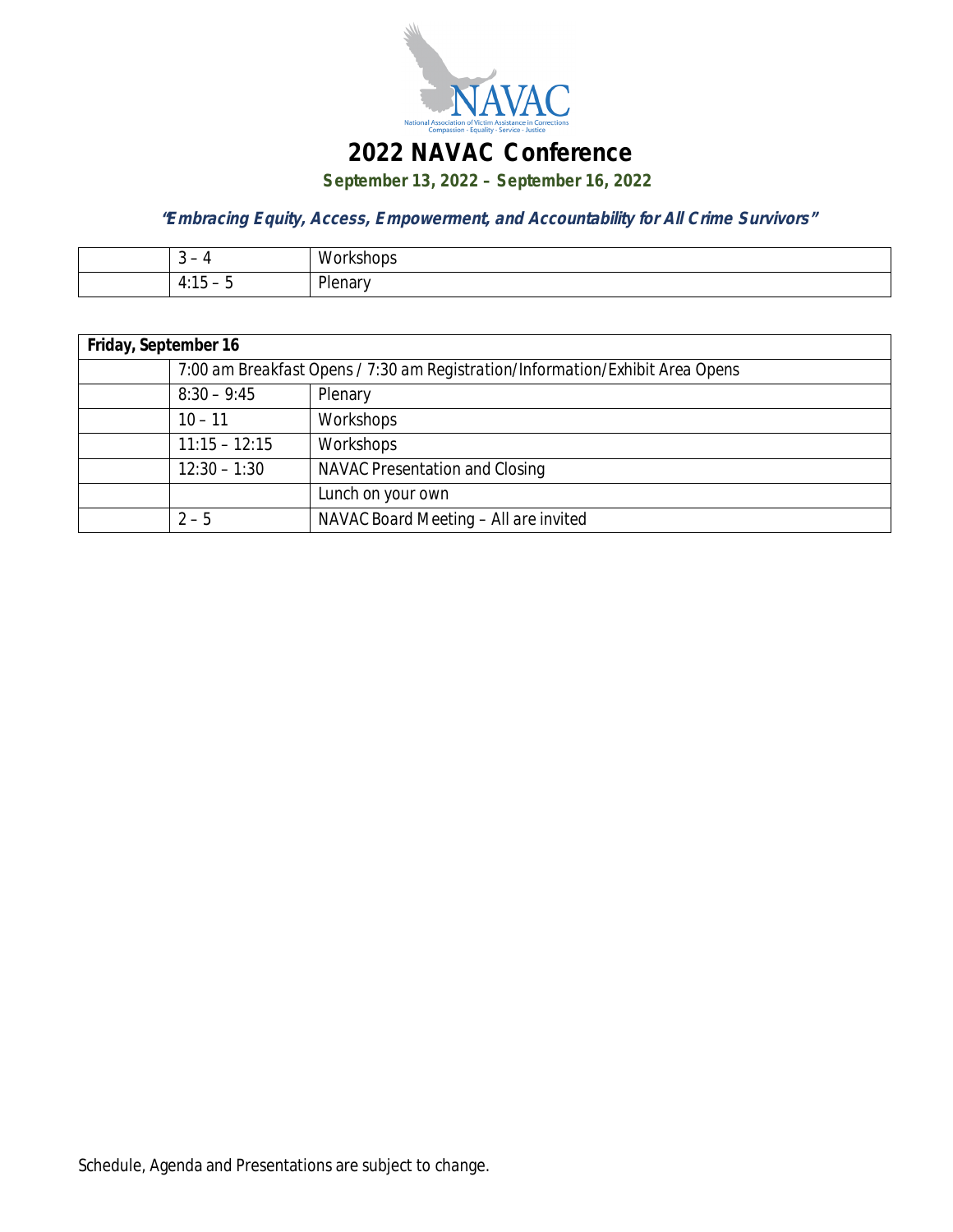# 2022 NAVAC Conference

**September 13, 2022 – September 16, 2022**

***"Embracing Equity, Access, Empowerment, and Accountability for All Crime Survivors"***

| | | |
|---|---|---|
| | 3 – 4 | Workshops |
| | 4:15 – 5 | Plenary |

| **Friday, September 16** | | |
|---|---|---|
| | 7:00 am Breakfast Opens / 7:30 am Registration/Information/Exhibit Area Opens | |
| | 8:30 – 9:45 | Plenary |
| | 10 – 11 | Workshops |
| | 11:15 – 12:15 | Workshops |
| | 12:30 – 1:30 | NAVAC Presentation and Closing |
| | | Lunch on your own |
| | 2 – 5 | NAVAC Board Meeting – All are invited |

Schedule, Agenda and Presentations are subject to change.